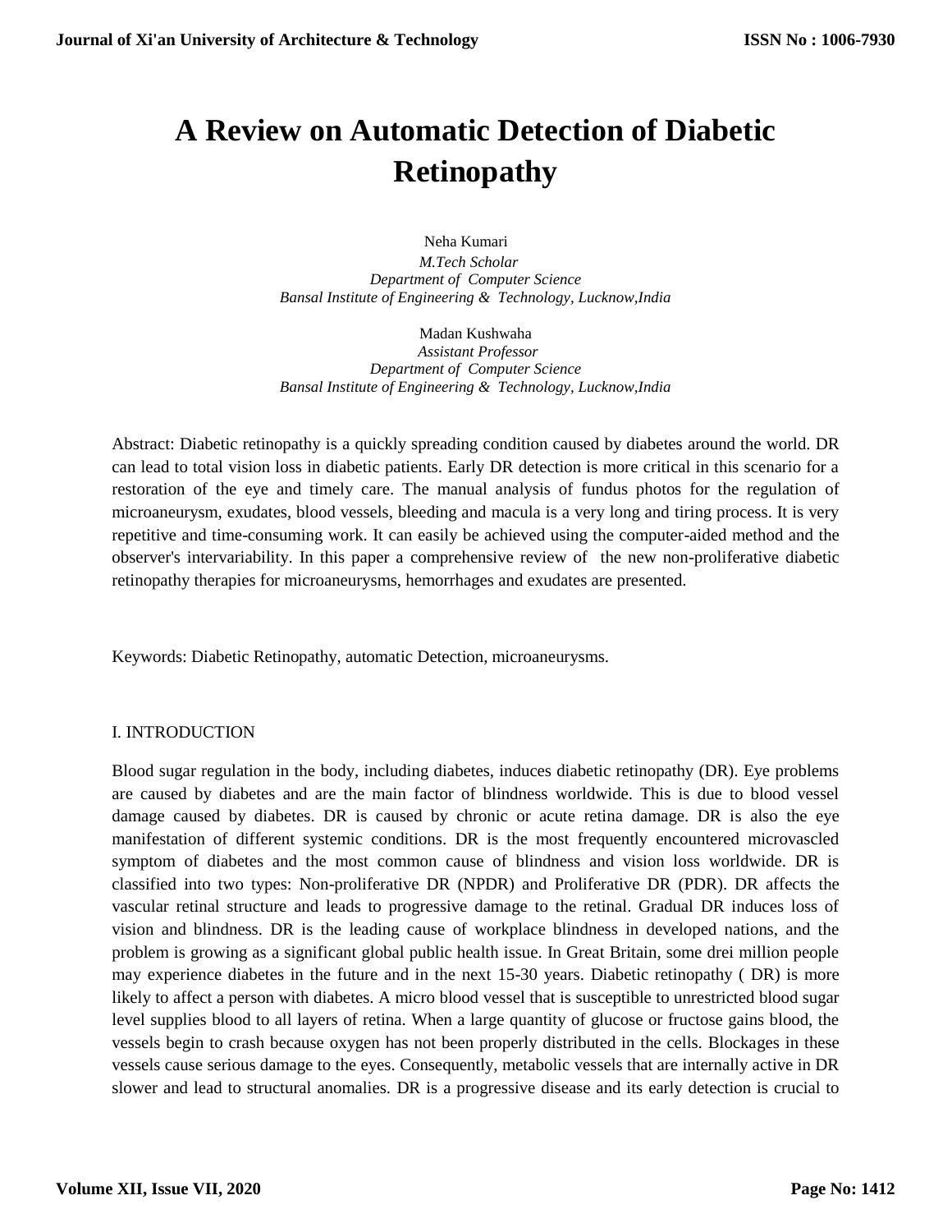# A Review on Automatic Detection of Diabetic Retinopathy

Neha Kumari
*M.Tech Scholar*
*Department of Computer Science*
*Bansal Institute of Engineering & Technology, Lucknow,India*

Madan Kushwaha
*Assistant Professor*
*Department of Computer Science*
*Bansal Institute of Engineering & Technology, Lucknow,India*

Abstract: Diabetic retinopathy is a quickly spreading condition caused by diabetes around the world. DR can lead to total vision loss in diabetic patients. Early DR detection is more critical in this scenario for a restoration of the eye and timely care. The manual analysis of fundus photos for the regulation of microaneurysm, exudates, blood vessels, bleeding and macula is a very long and tiring process. It is very repetitive and time-consuming work. It can easily be achieved using the computer-aided method and the observer's intervariability. In this paper a comprehensive review of the new non-proliferative diabetic retinopathy therapies for microaneurysms, hemorrhages and exudates are presented.

Keywords: Diabetic Retinopathy, automatic Detection, microaneurysms.

## I. INTRODUCTION

Blood sugar regulation in the body, including diabetes, induces diabetic retinopathy (DR). Eye problems are caused by diabetes and are the main factor of blindness worldwide. This is due to blood vessel damage caused by diabetes. DR is caused by chronic or acute retina damage. DR is also the eye manifestation of different systemic conditions. DR is the most frequently encountered microvascled symptom of diabetes and the most common cause of blindness and vision loss worldwide. DR is classified into two types: Non-proliferative DR (NPDR) and Proliferative DR (PDR). DR affects the vascular retinal structure and leads to progressive damage to the retinal. Gradual DR induces loss of vision and blindness. DR is the leading cause of workplace blindness in developed nations, and the problem is growing as a significant global public health issue. In Great Britain, some drei million people may experience diabetes in the future and in the next 15-30 years. Diabetic retinopathy ( DR) is more likely to affect a person with diabetes. A micro blood vessel that is susceptible to unrestricted blood sugar level supplies blood to all layers of retina. When a large quantity of glucose or fructose gains blood, the vessels begin to crash because oxygen has not been properly distributed in the cells. Blockages in these vessels cause serious damage to the eyes. Consequently, metabolic vessels that are internally active in DR slower and lead to structural anomalies. DR is a progressive disease and its early detection is crucial to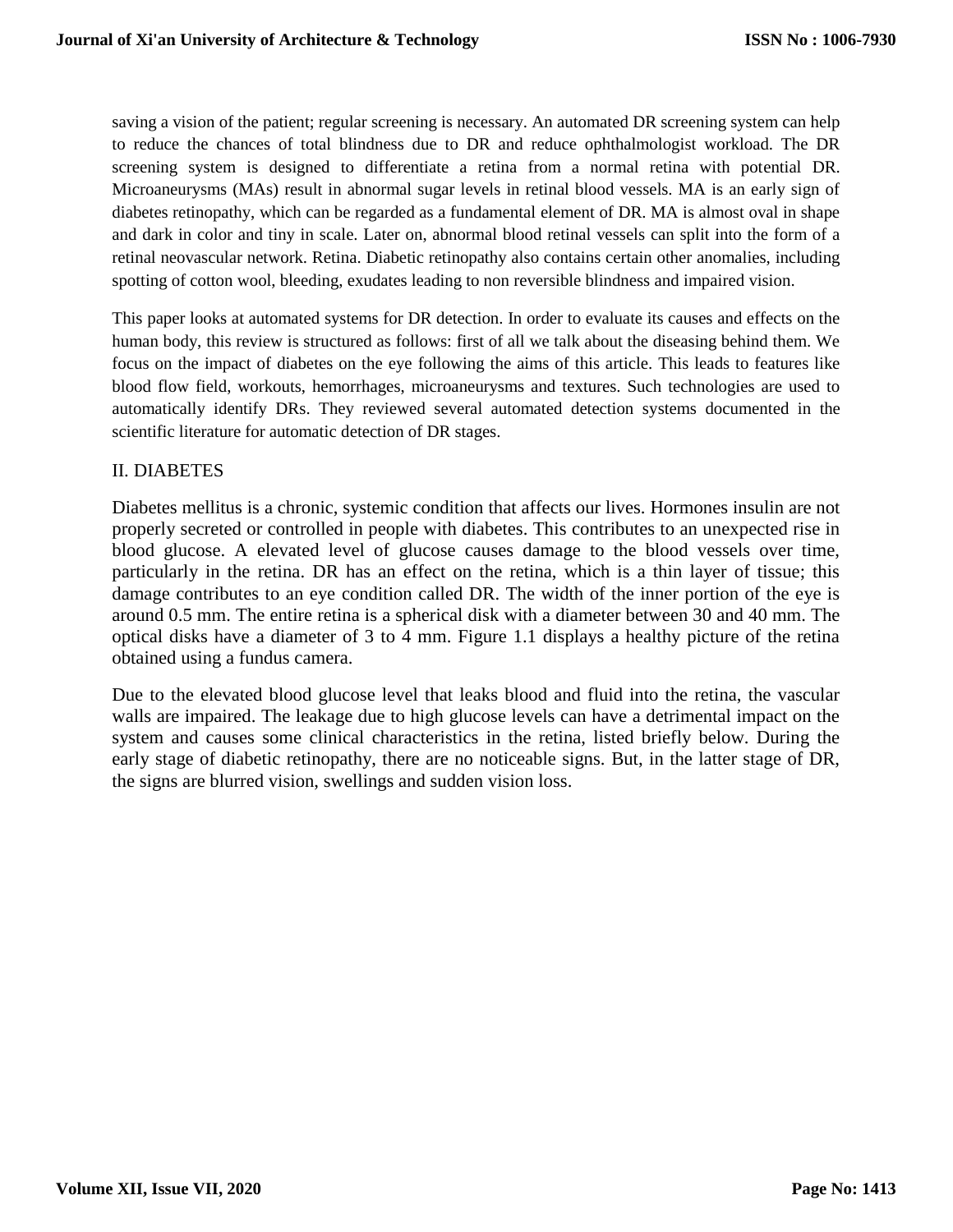saving a vision of the patient; regular screening is necessary. An automated DR screening system can help to reduce the chances of total blindness due to DR and reduce ophthalmologist workload. The DR screening system is designed to differentiate a retina from a normal retina with potential DR. Microaneurysms (MAs) result in abnormal sugar levels in retinal blood vessels. MA is an early sign of diabetes retinopathy, which can be regarded as a fundamental element of DR. MA is almost oval in shape and dark in color and tiny in scale. Later on, abnormal blood retinal vessels can split into the form of a retinal neovascular network. Retina. Diabetic retinopathy also contains certain other anomalies, including spotting of cotton wool, bleeding, exudates leading to non reversible blindness and impaired vision.

This paper looks at automated systems for DR detection. In order to evaluate its causes and effects on the human body, this review is structured as follows: first of all we talk about the diseasing behind them. We focus on the impact of diabetes on the eye following the aims of this article. This leads to features like blood flow field, workouts, hemorrhages, microaneurysms and textures. Such technologies are used to automatically identify DRs. They reviewed several automated detection systems documented in the scientific literature for automatic detection of DR stages.

## II. DIABETES

Diabetes mellitus is a chronic, systemic condition that affects our lives. Hormones insulin are not properly secreted or controlled in people with diabetes. This contributes to an unexpected rise in blood glucose. A elevated level of glucose causes damage to the blood vessels over time, particularly in the retina. DR has an effect on the retina, which is a thin layer of tissue; this damage contributes to an eye condition called DR. The width of the inner portion of the eye is around 0.5 mm. The entire retina is a spherical disk with a diameter between 30 and 40 mm. The optical disks have a diameter of 3 to 4 mm. Figure 1.1 displays a healthy picture of the retina obtained using a fundus camera.

Due to the elevated blood glucose level that leaks blood and fluid into the retina, the vascular walls are impaired. The leakage due to high glucose levels can have a detrimental impact on the system and causes some clinical characteristics in the retina, listed briefly below. During the early stage of diabetic retinopathy, there are no noticeable signs. But, in the latter stage of DR, the signs are blurred vision, swellings and sudden vision loss.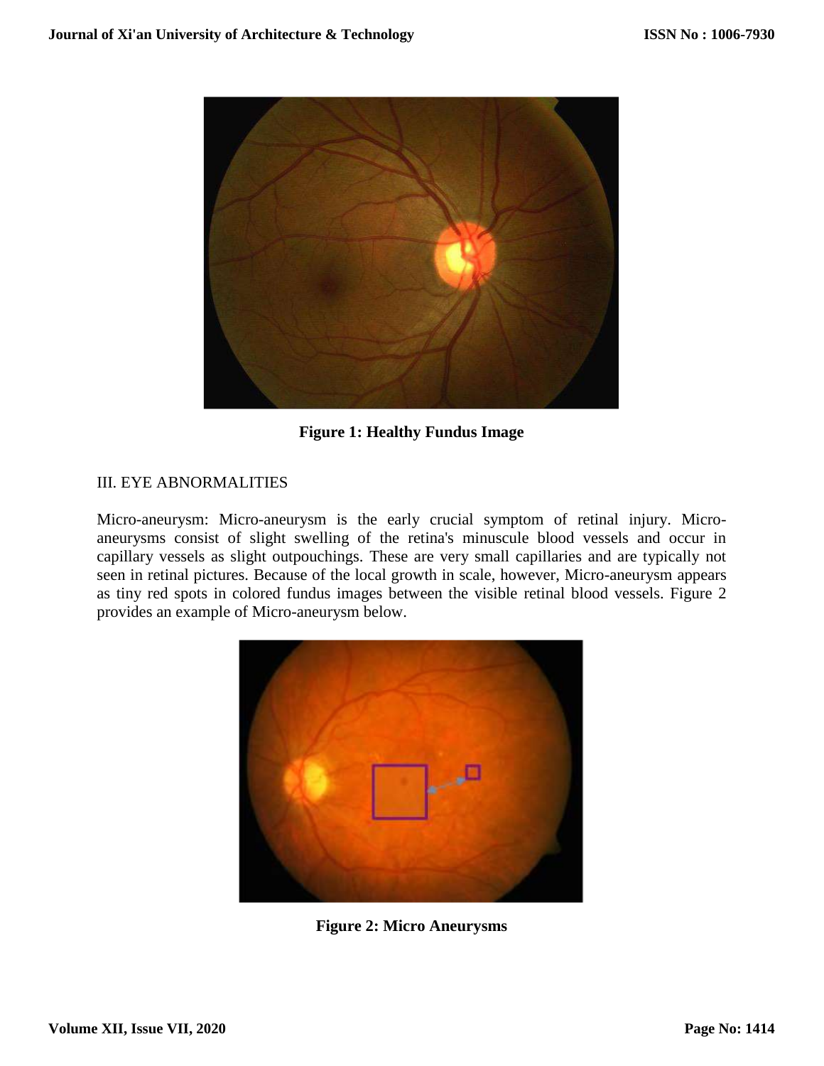**Figure 1: Healthy Fundus Image**

## III. EYE ABNORMALITIES

Micro-aneurysm: Micro-aneurysm is the early crucial symptom of retinal injury. Micro-aneurysms consist of slight swelling of the retina's minuscule blood vessels and occur in capillary vessels as slight outpouchings. These are very small capillaries and are typically not seen in retinal pictures. Because of the local growth in scale, however, Micro-aneurysm appears as tiny red spots in colored fundus images between the visible retinal blood vessels. Figure 2 provides an example of Micro-aneurysm below.

**Figure 2: Micro Aneurysms**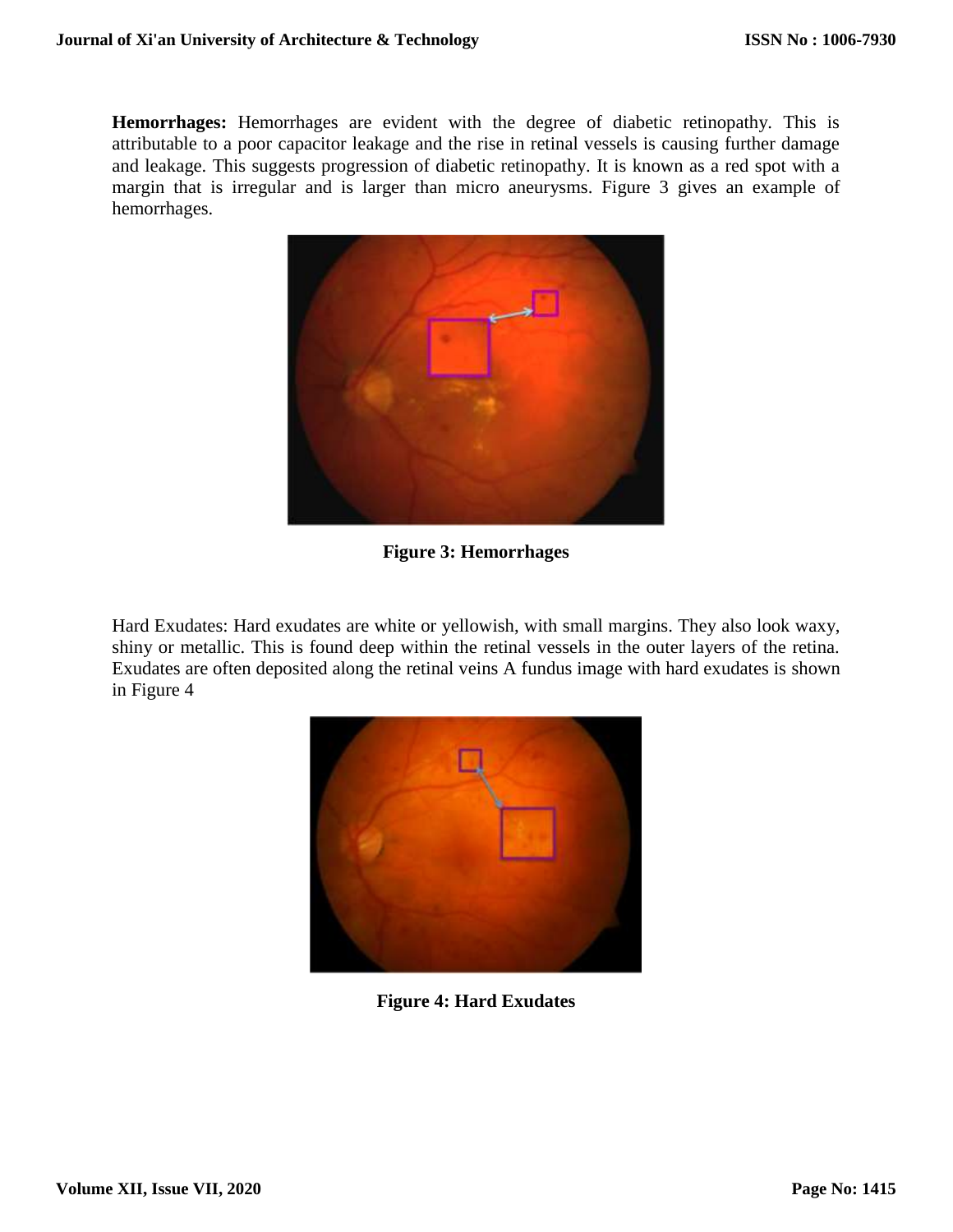**Hemorrhages:** Hemorrhages are evident with the degree of diabetic retinopathy. This is attributable to a poor capacitor leakage and the rise in retinal vessels is causing further damage and leakage. This suggests progression of diabetic retinopathy. It is known as a red spot with a margin that is irregular and is larger than micro aneurysms. Figure 3 gives an example of hemorrhages.

**Figure 3: Hemorrhages**

Hard Exudates: Hard exudates are white or yellowish, with small margins. They also look waxy, shiny or metallic. This is found deep within the retinal vessels in the outer layers of the retina. Exudates are often deposited along the retinal veins A fundus image with hard exudates is shown in Figure 4

**Figure 4: Hard Exudates**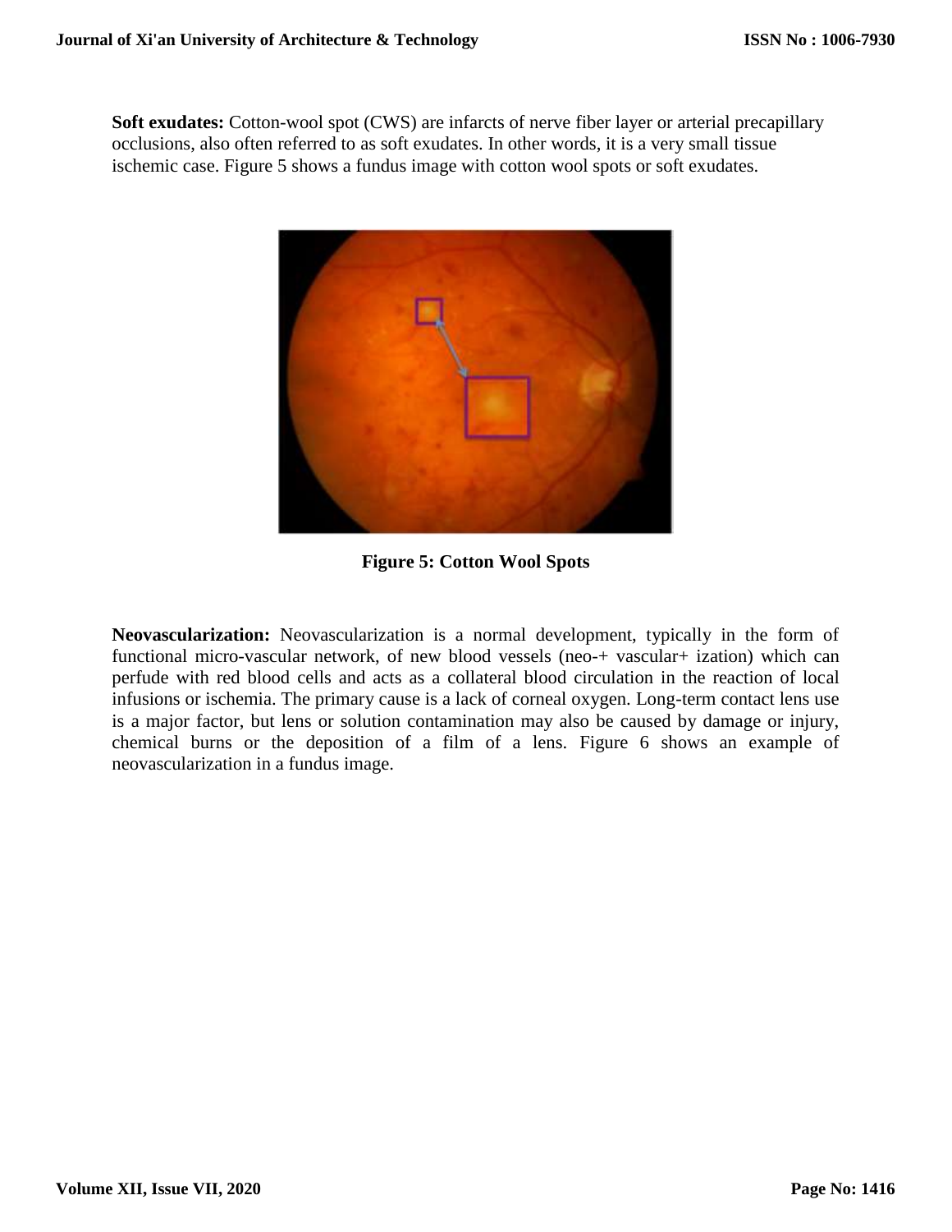**Soft exudates:** Cotton-wool spot (CWS) are infarcts of nerve fiber layer or arterial precapillary occlusions, also often referred to as soft exudates. In other words, it is a very small tissue ischemic case. Figure 5 shows a fundus image with cotton wool spots or soft exudates.

**Figure 5: Cotton Wool Spots**

**Neovascularization:** Neovascularization is a normal development, typically in the form of functional micro-vascular network, of new blood vessels (neo-+ vascular+ ization) which can perfude with red blood cells and acts as a collateral blood circulation in the reaction of local infusions or ischemia. The primary cause is a lack of corneal oxygen. Long-term contact lens use is a major factor, but lens or solution contamination may also be caused by damage or injury, chemical burns or the deposition of a film of a lens. Figure 6 shows an example of neovascularization in a fundus image.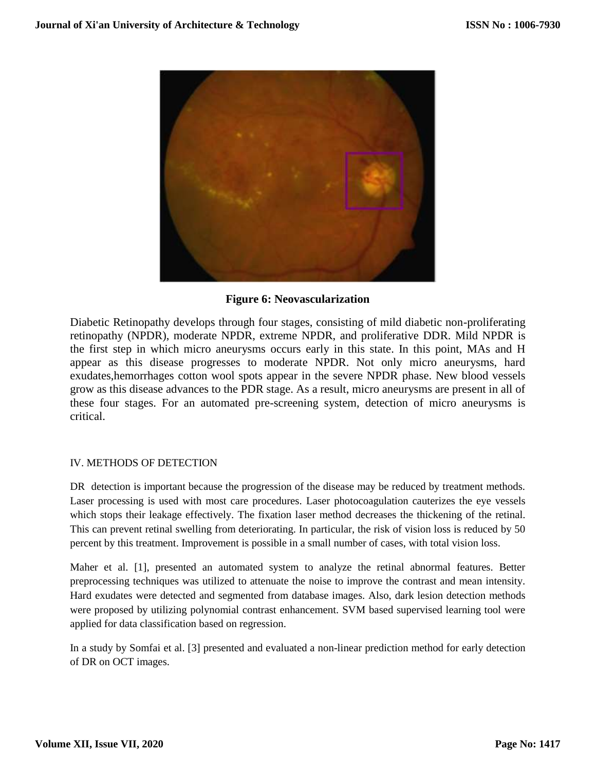**Figure 6: Neovascularization**

Diabetic Retinopathy develops through four stages, consisting of mild diabetic non-proliferating retinopathy (NPDR), moderate NPDR, extreme NPDR, and proliferative DDR. Mild NPDR is the first step in which micro aneurysms occurs early in this state. In this point, MAs and H appear as this disease progresses to moderate NPDR. Not only micro aneurysms, hard exudates,hemorrhages cotton wool spots appear in the severe NPDR phase. New blood vessels grow as this disease advances to the PDR stage. As a result, micro aneurysms are present in all of these four stages. For an automated pre-screening system, detection of micro aneurysms is critical.

## IV. METHODS OF DETECTION

DR detection is important because the progression of the disease may be reduced by treatment methods. Laser processing is used with most care procedures. Laser photocoagulation cauterizes the eye vessels which stops their leakage effectively. The fixation laser method decreases the thickening of the retinal. This can prevent retinal swelling from deteriorating. In particular, the risk of vision loss is reduced by 50 percent by this treatment. Improvement is possible in a small number of cases, with total vision loss.

Maher et al. [1], presented an automated system to analyze the retinal abnormal features. Better preprocessing techniques was utilized to attenuate the noise to improve the contrast and mean intensity. Hard exudates were detected and segmented from database images. Also, dark lesion detection methods were proposed by utilizing polynomial contrast enhancement. SVM based supervised learning tool were applied for data classification based on regression.

In a study by Somfai et al. [3] presented and evaluated a non-linear prediction method for early detection of DR on OCT images.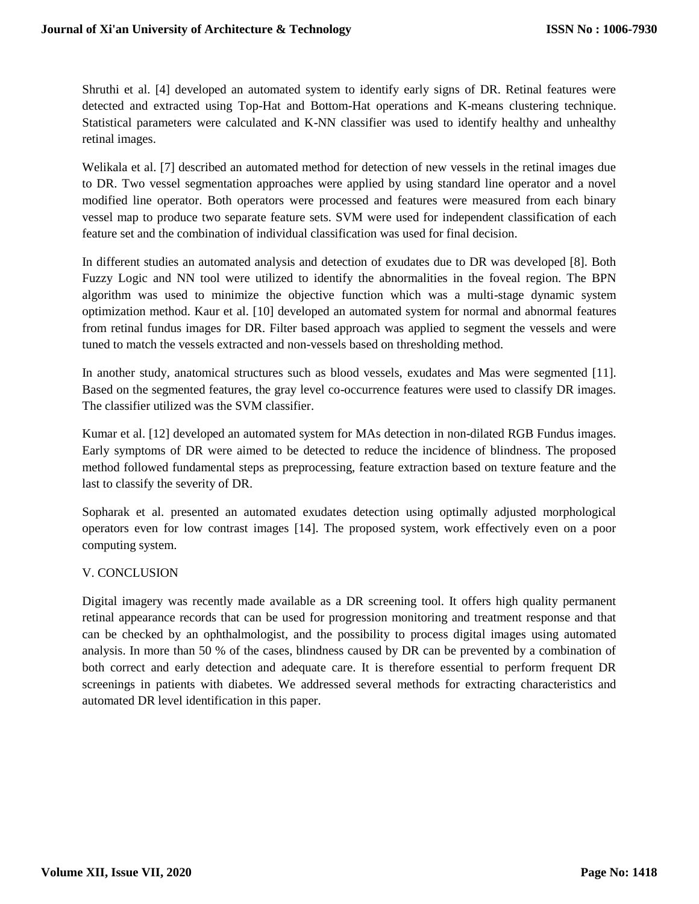Shruthi et al. [4] developed an automated system to identify early signs of DR. Retinal features were detected and extracted using Top-Hat and Bottom-Hat operations and K-means clustering technique. Statistical parameters were calculated and K-NN classifier was used to identify healthy and unhealthy retinal images.

Welikala et al. [7] described an automated method for detection of new vessels in the retinal images due to DR. Two vessel segmentation approaches were applied by using standard line operator and a novel modified line operator. Both operators were processed and features were measured from each binary vessel map to produce two separate feature sets. SVM were used for independent classification of each feature set and the combination of individual classification was used for final decision.

In different studies an automated analysis and detection of exudates due to DR was developed [8]. Both Fuzzy Logic and NN tool were utilized to identify the abnormalities in the foveal region. The BPN algorithm was used to minimize the objective function which was a multi-stage dynamic system optimization method. Kaur et al. [10] developed an automated system for normal and abnormal features from retinal fundus images for DR. Filter based approach was applied to segment the vessels and were tuned to match the vessels extracted and non-vessels based on thresholding method.

In another study, anatomical structures such as blood vessels, exudates and Mas were segmented [11]. Based on the segmented features, the gray level co-occurrence features were used to classify DR images. The classifier utilized was the SVM classifier.

Kumar et al. [12] developed an automated system for MAs detection in non-dilated RGB Fundus images. Early symptoms of DR were aimed to be detected to reduce the incidence of blindness. The proposed method followed fundamental steps as preprocessing, feature extraction based on texture feature and the last to classify the severity of DR.

Sopharak et al. presented an automated exudates detection using optimally adjusted morphological operators even for low contrast images [14]. The proposed system, work effectively even on a poor computing system.

## V. CONCLUSION

Digital imagery was recently made available as a DR screening tool. It offers high quality permanent retinal appearance records that can be used for progression monitoring and treatment response and that can be checked by an ophthalmologist, and the possibility to process digital images using automated analysis. In more than 50 % of the cases, blindness caused by DR can be prevented by a combination of both correct and early detection and adequate care. It is therefore essential to perform frequent DR screenings in patients with diabetes. We addressed several methods for extracting characteristics and automated DR level identification in this paper.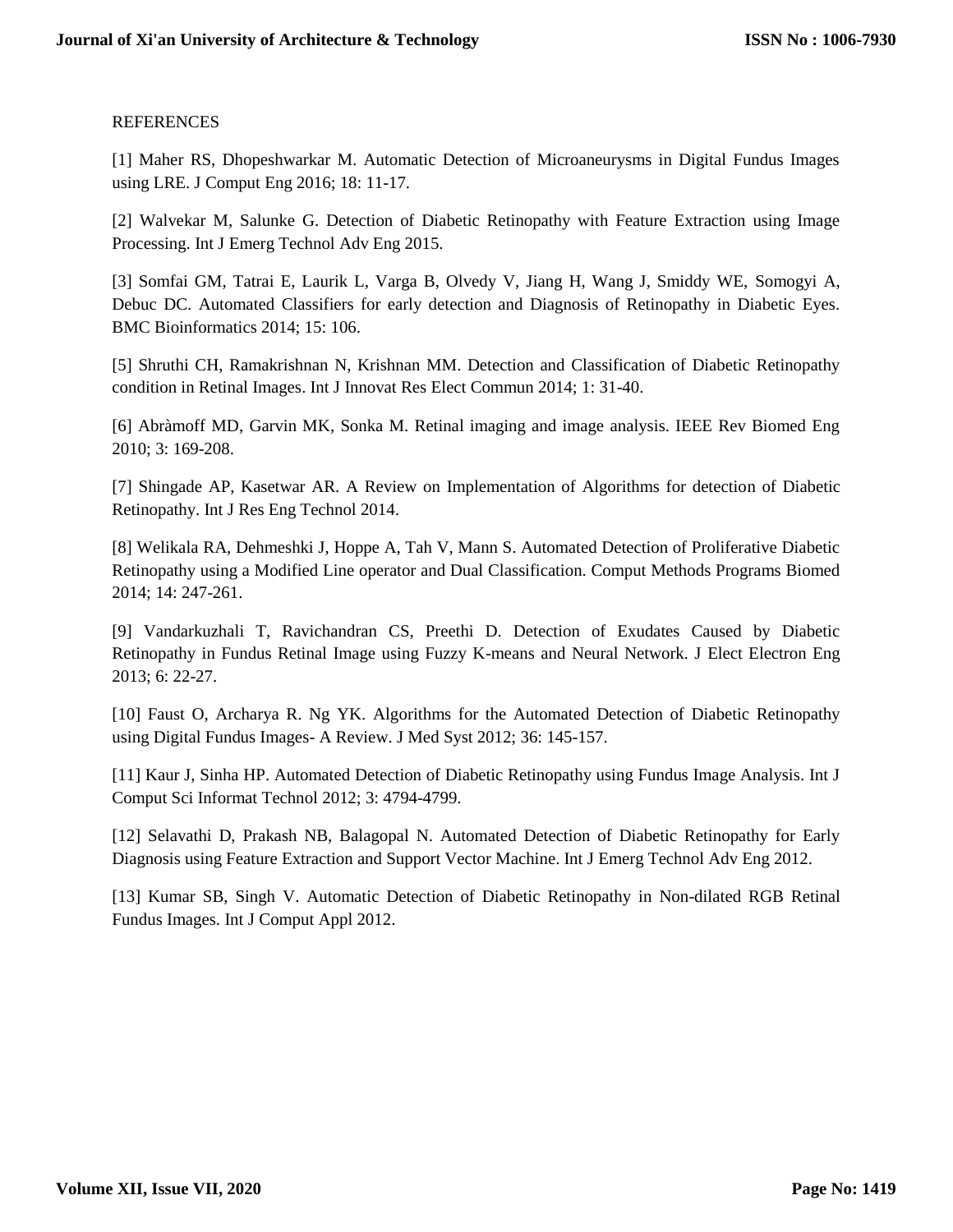# REFERENCES

[1] Maher RS, Dhopeshwarkar M. Automatic Detection of Microaneurysms in Digital Fundus Images using LRE. J Comput Eng 2016; 18: 11-17.

[2] Walvekar M, Salunke G. Detection of Diabetic Retinopathy with Feature Extraction using Image Processing. Int J Emerg Technol Adv Eng 2015.

[3] Somfai GM, Tatrai E, Laurik L, Varga B, Olvedy V, Jiang H, Wang J, Smiddy WE, Somogyi A, Debuc DC. Automated Classifiers for early detection and Diagnosis of Retinopathy in Diabetic Eyes. BMC Bioinformatics 2014; 15: 106.

[5] Shruthi CH, Ramakrishnan N, Krishnan MM. Detection and Classification of Diabetic Retinopathy condition in Retinal Images. Int J Innovat Res Elect Commun 2014; 1: 31-40.

[6] Abràmoff MD, Garvin MK, Sonka M. Retinal imaging and image analysis. IEEE Rev Biomed Eng 2010; 3: 169-208.

[7] Shingade AP, Kasetwar AR. A Review on Implementation of Algorithms for detection of Diabetic Retinopathy. Int J Res Eng Technol 2014.

[8] Welikala RA, Dehmeshki J, Hoppe A, Tah V, Mann S. Automated Detection of Proliferative Diabetic Retinopathy using a Modified Line operator and Dual Classification. Comput Methods Programs Biomed 2014; 14: 247-261.

[9] Vandarkuzhali T, Ravichandran CS, Preethi D. Detection of Exudates Caused by Diabetic Retinopathy in Fundus Retinal Image using Fuzzy K-means and Neural Network. J Elect Electron Eng 2013; 6: 22-27.

[10] Faust O, Archarya R. Ng YK. Algorithms for the Automated Detection of Diabetic Retinopathy using Digital Fundus Images- A Review. J Med Syst 2012; 36: 145-157.

[11] Kaur J, Sinha HP. Automated Detection of Diabetic Retinopathy using Fundus Image Analysis. Int J Comput Sci Informat Technol 2012; 3: 4794-4799.

[12] Selavathi D, Prakash NB, Balagopal N. Automated Detection of Diabetic Retinopathy for Early Diagnosis using Feature Extraction and Support Vector Machine. Int J Emerg Technol Adv Eng 2012.

[13] Kumar SB, Singh V. Automatic Detection of Diabetic Retinopathy in Non-dilated RGB Retinal Fundus Images. Int J Comput Appl 2012.